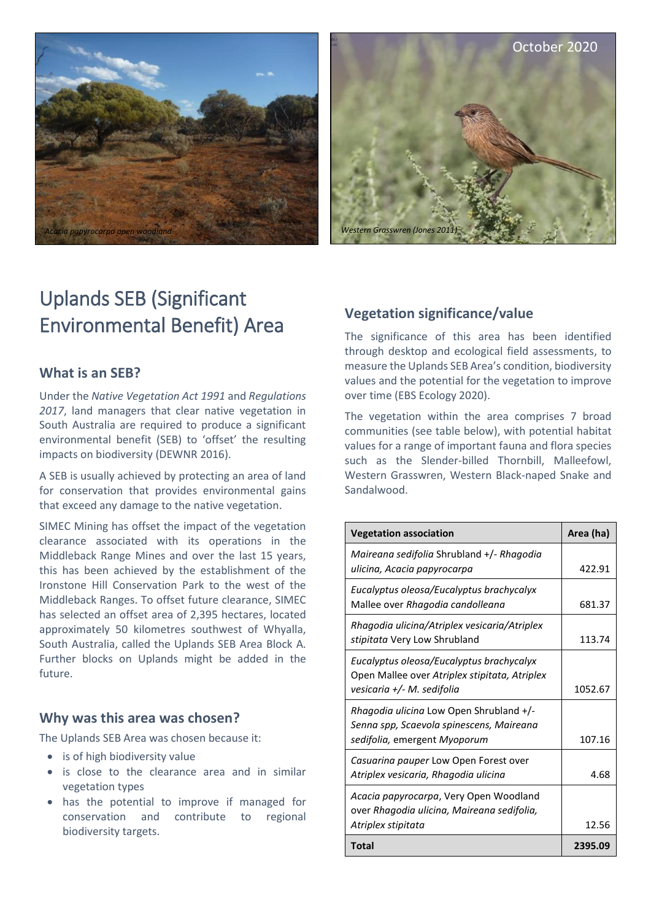*Acacia papyrocarpa open woodland*

October 2020

*Western Grasswren (Jones 2011)*

# Uplands SEB (Significant Environmental Benefit) Area

## What is an SEB?

Under the *Native Vegetation Act 1991* and *Regulations 2017*, land managers that clear native vegetation in South Australia are required to produce a significant environmental benefit (SEB) to 'offset' the resulting impacts on biodiversity (DEWNR 2016).

A SEB is usually achieved by protecting an area of land for conservation that provides environmental gains that exceed any damage to the native vegetation.

SIMEC Mining has offset the impact of the vegetation clearance associated with its operations in the Middleback Range Mines and over the last 15 years, this has been achieved by the establishment of the Ironstone Hill Conservation Park to the west of the Middleback Ranges. To offset future clearance, SIMEC has selected an offset area of 2,395 hectares, located approximately 50 kilometres southwest of Whyalla, South Australia, called the Uplands SEB Area Block A. Further blocks on Uplands might be added in the future.

## Why was this area was chosen?

The Uplands SEB Area was chosen because it:

- is of high biodiversity value
- is close to the clearance area and in similar vegetation types
- has the potential to improve if managed for conservation and contribute to regional biodiversity targets.

## Vegetation significance/value

The significance of this area has been identified through desktop and ecological field assessments, to measure the Uplands SEB Area's condition, biodiversity values and the potential for the vegetation to improve over time (EBS Ecology 2020).

The vegetation within the area comprises 7 broad communities (see table below), with potential habitat values for a range of important fauna and flora species such as the Slender-billed Thornbill, Malleefowl, Western Grasswren, Western Black-naped Snake and Sandalwood.

| Vegetation association | Area (ha) |
|---|---|
| *Maireana sedifolia* Shrubland +/- *Rhagodia ulicina, Acacia papyrocarpa* | 422.91 |
| *Eucalyptus oleosa/Eucalyptus brachycalyx* Mallee over *Rhagodia candolleana* | 681.37 |
| *Rhagodia ulicina/Atriplex vesicaria/Atriplex stipitata* Very Low Shrubland | 113.74 |
| *Eucalyptus oleosa/Eucalyptus brachycalyx* Open Mallee over *Atriplex stipitata, Atriplex vesicaria +/- M. sedifolia* | 1052.67 |
| *Rhagodia ulicina* Low Open Shrubland +/- *Senna spp, Scaevola spinescens, Maireana sedifolia,* emergent *Myoporum* | 107.16 |
| *Casuarina pauper* Low Open Forest over *Atriplex vesicaria, Rhagodia ulicina* | 4.68 |
| *Acacia papyrocarpa*, Very Open Woodland over *Rhagodia ulicina, Maireana sedifolia, Atriplex stipitata* | 12.56 |
| **Total** | **2395.09** |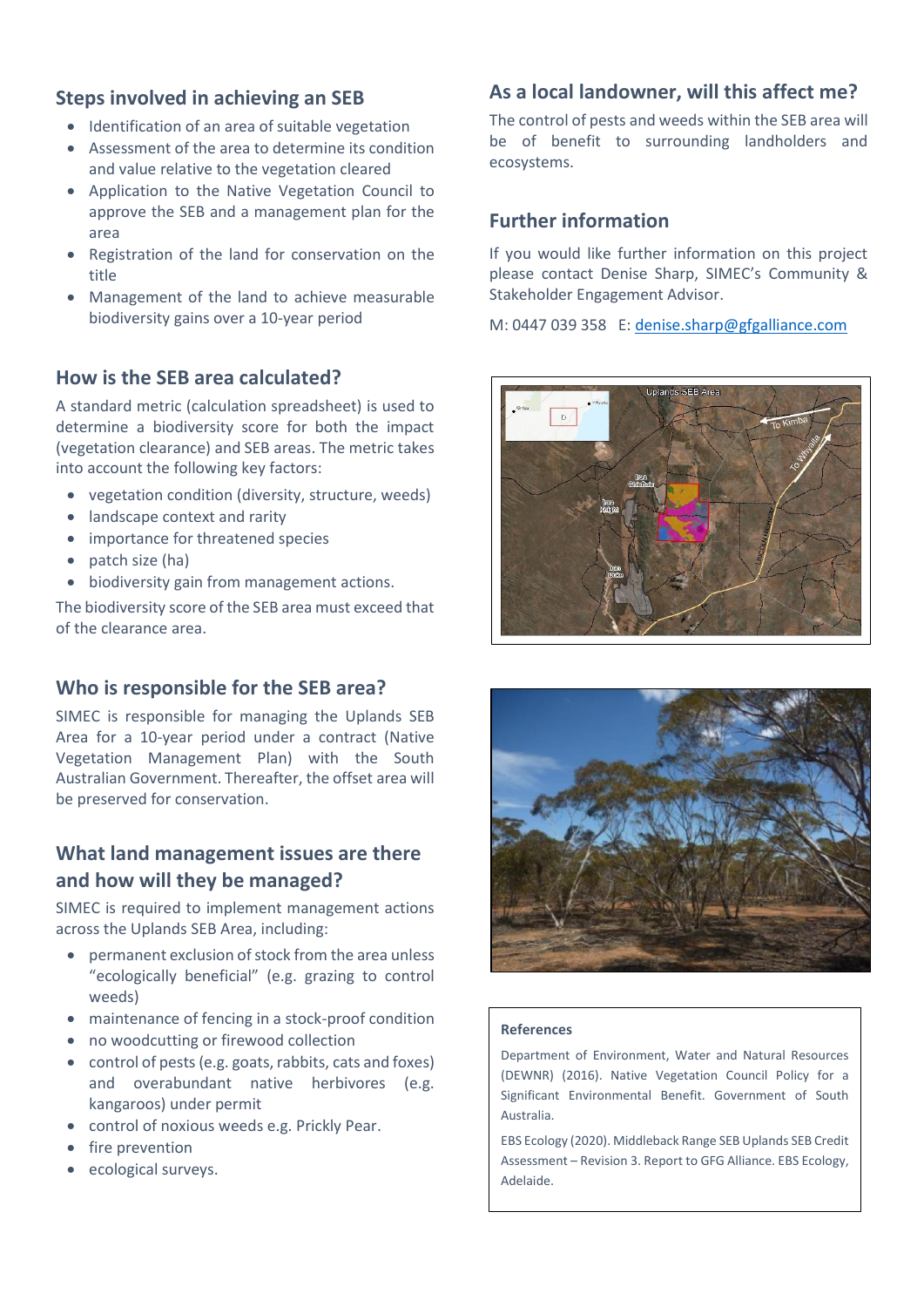## Steps involved in achieving an SEB

- Identification of an area of suitable vegetation
- Assessment of the area to determine its condition and value relative to the vegetation cleared
- Application to the Native Vegetation Council to approve the SEB and a management plan for the area
- Registration of the land for conservation on the title
- Management of the land to achieve measurable biodiversity gains over a 10-year period

## How is the SEB area calculated?

A standard metric (calculation spreadsheet) is used to determine a biodiversity score for both the impact (vegetation clearance) and SEB areas. The metric takes into account the following key factors:

- vegetation condition (diversity, structure, weeds)
- landscape context and rarity
- importance for threatened species
- patch size (ha)
- biodiversity gain from management actions.

The biodiversity score of the SEB area must exceed that of the clearance area.

## Who is responsible for the SEB area?

SIMEC is responsible for managing the Uplands SEB Area for a 10-year period under a contract (Native Vegetation Management Plan) with the South Australian Government. Thereafter, the offset area will be preserved for conservation.

## What land management issues are there and how will they be managed?

SIMEC is required to implement management actions across the Uplands SEB Area, including:

- permanent exclusion of stock from the area unless "ecologically beneficial" (e.g. grazing to control weeds)
- maintenance of fencing in a stock-proof condition
- no woodcutting or firewood collection
- control of pests (e.g. goats, rabbits, cats and foxes) and overabundant native herbivores (e.g. kangaroos) under permit
- control of noxious weeds e.g. Prickly Pear.
- fire prevention
- ecological surveys.

## As a local landowner, will this affect me?

The control of pests and weeds within the SEB area will be of benefit to surrounding landholders and ecosystems.

## Further information

If you would like further information on this project please contact Denise Sharp, SIMEC's Community & Stakeholder Engagement Advisor.

M: 0447 039 358 E: denise.sharp@gfgalliance.com

Uplands SEB Area

To Kimba

To Whyalla

### References

Department of Environment, Water and Natural Resources (DEWNR) (2016). Native Vegetation Council Policy for a Significant Environmental Benefit. Government of South Australia.

EBS Ecology (2020). Middleback Range SEB Uplands SEB Credit Assessment – Revision 3. Report to GFG Alliance. EBS Ecology, Adelaide.